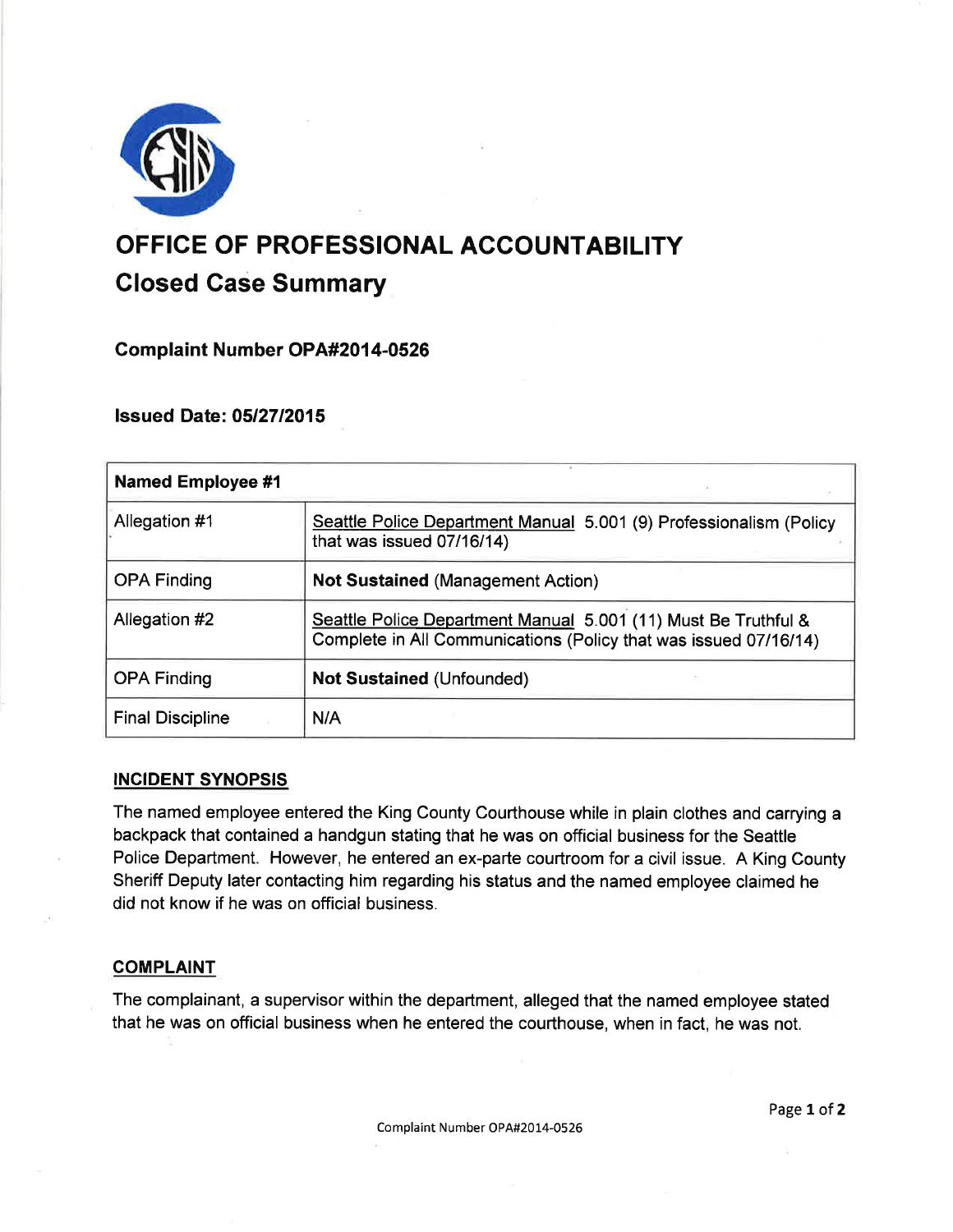# OFFICE OF PROFESSIONAL ACCOUNTABILITY

## Closed Case Summary

### Complaint Number OPA#2014-0526

### Issued Date: 05/27/2015

| Named Employee #1 | |
|---|---|
| Allegation #1 | Seattle Police Department Manual 5.001 (9) Professionalism (Policy that was issued 07/16/14) |
| OPA Finding | **Not Sustained** (Management Action) |
| Allegation #2 | Seattle Police Department Manual 5.001 (11) Must Be Truthful & Complete in All Communications (Policy that was issued 07/16/14) |
| OPA Finding | **Not Sustained** (Unfounded) |
| Final Discipline | N/A |

## INCIDENT SYNOPSIS

The named employee entered the King County Courthouse while in plain clothes and carrying a backpack that contained a handgun stating that he was on official business for the Seattle Police Department. However, he entered an ex-parte courtroom for a civil issue. A King County Sheriff Deputy later contacting him regarding his status and the named employee claimed he did not know if he was on official business.

## COMPLAINT

The complainant, a supervisor within the department, alleged that the named employee stated that he was on official business when he entered the courthouse, when in fact, he was not.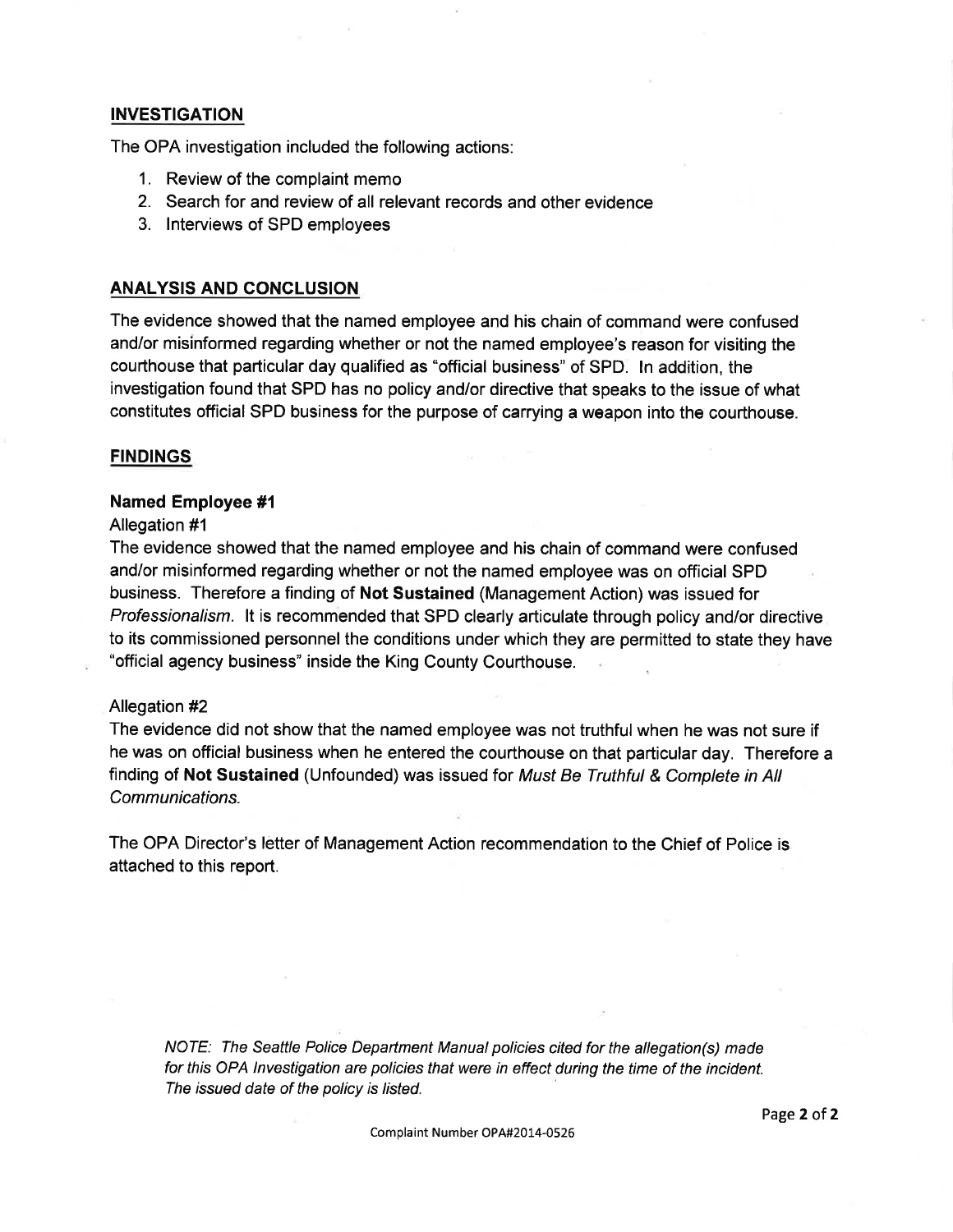## INVESTIGATION

The OPA investigation included the following actions:

1. Review of the complaint memo
2. Search for and review of all relevant records and other evidence
3. Interviews of SPD employees

## ANALYSIS AND CONCLUSION

The evidence showed that the named employee and his chain of command were confused and/or misinformed regarding whether or not the named employee's reason for visiting the courthouse that particular day qualified as "official business" of SPD. In addition, the investigation found that SPD has no policy and/or directive that speaks to the issue of what constitutes official SPD business for the purpose of carrying a weapon into the courthouse.

## FINDINGS

### Named Employee #1

Allegation #1

The evidence showed that the named employee and his chain of command were confused and/or misinformed regarding whether or not the named employee was on official SPD business. Therefore a finding of **Not Sustained** (Management Action) was issued for *Professionalism*. It is recommended that SPD clearly articulate through policy and/or directive to its commissioned personnel the conditions under which they are permitted to state they have "official agency business" inside the King County Courthouse.

Allegation #2

The evidence did not show that the named employee was not truthful when he was not sure if he was on official business when he entered the courthouse on that particular day. Therefore a finding of **Not Sustained** (Unfounded) was issued for *Must Be Truthful & Complete in All Communications.*

The OPA Director's letter of Management Action recommendation to the Chief of Police is attached to this report.

*NOTE: The Seattle Police Department Manual policies cited for the allegation(s) made for this OPA Investigation are policies that were in effect during the time of the incident. The issued date of the policy is listed.*

Complaint Number OPA#2014-0526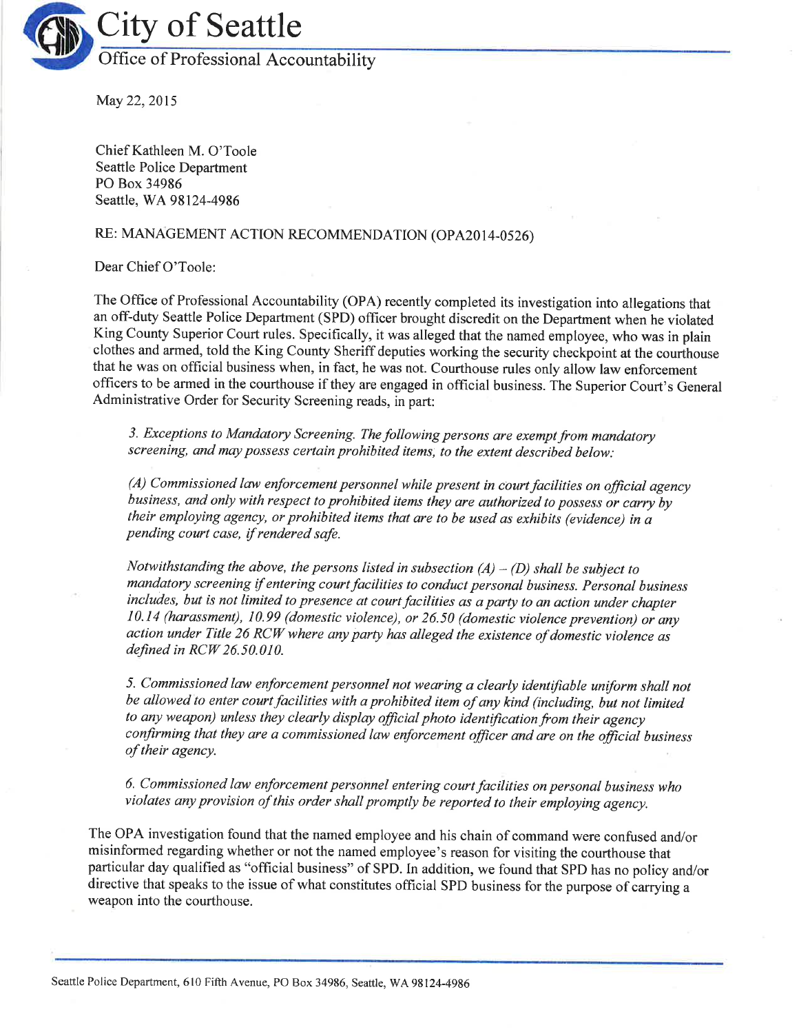# City of Seattle

## Office of Professional Accountability

May 22, 2015

Chief Kathleen M. O'Toole
Seattle Police Department
PO Box 34986
Seattle, WA 98124-4986

RE: MANAGEMENT ACTION RECOMMENDATION (OPA2014-0526)

Dear Chief O'Toole:

The Office of Professional Accountability (OPA) recently completed its investigation into allegations that an off-duty Seattle Police Department (SPD) officer brought discredit on the Department when he violated King County Superior Court rules. Specifically, it was alleged that the named employee, who was in plain clothes and armed, told the King County Sheriff deputies working the security checkpoint at the courthouse that he was on official business when, in fact, he was not. Courthouse rules only allow law enforcement officers to be armed in the courthouse if they are engaged in official business. The Superior Court's General Administrative Order for Security Screening reads, in part:

> *3. Exceptions to Mandatory Screening. The following persons are exempt from mandatory screening, and may possess certain prohibited items, to the extent described below:*
>
> *(A) Commissioned law enforcement personnel while present in court facilities on official agency business, and only with respect to prohibited items they are authorized to possess or carry by their employing agency, or prohibited items that are to be used as exhibits (evidence) in a pending court case, if rendered safe.*
>
> *Notwithstanding the above, the persons listed in subsection (A) – (D) shall be subject to mandatory screening if entering court facilities to conduct personal business. Personal business includes, but is not limited to presence at court facilities as a party to an action under chapter 10.14 (harassment), 10.99 (domestic violence), or 26.50 (domestic violence prevention) or any action under Title 26 RCW where any party has alleged the existence of domestic violence as defined in RCW 26.50.010.*
>
> *5. Commissioned law enforcement personnel not wearing a clearly identifiable uniform shall not be allowed to enter court facilities with a prohibited item of any kind (including, but not limited to any weapon) unless they clearly display official photo identification from their agency confirming that they are a commissioned law enforcement officer and are on the official business of their agency.*
>
> *6. Commissioned law enforcement personnel entering court facilities on personal business who violates any provision of this order shall promptly be reported to their employing agency.*

The OPA investigation found that the named employee and his chain of command were confused and/or misinformed regarding whether or not the named employee's reason for visiting the courthouse that particular day qualified as "official business" of SPD. In addition, we found that SPD has no policy and/or directive that speaks to the issue of what constitutes official SPD business for the purpose of carrying a weapon into the courthouse.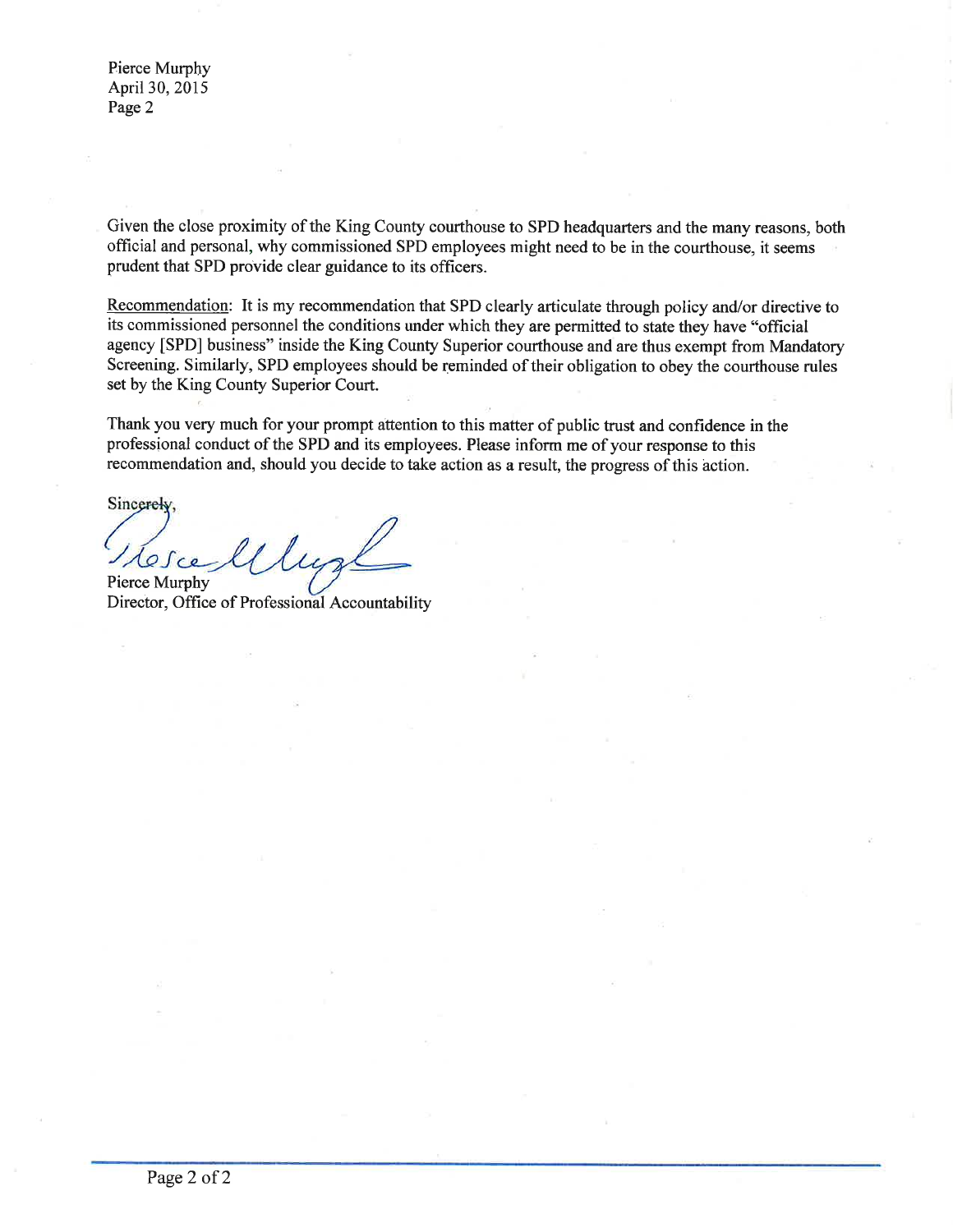Given the close proximity of the King County courthouse to SPD headquarters and the many reasons, both official and personal, why commissioned SPD employees might need to be in the courthouse, it seems prudent that SPD provide clear guidance to its officers.

Recommendation: It is my recommendation that SPD clearly articulate through policy and/or directive to its commissioned personnel the conditions under which they are permitted to state they have "official agency [SPD] business" inside the King County Superior courthouse and are thus exempt from Mandatory Screening. Similarly, SPD employees should be reminded of their obligation to obey the courthouse rules set by the King County Superior Court.

Thank you very much for your prompt attention to this matter of public trust and confidence in the professional conduct of the SPD and its employees. Please inform me of your response to this recommendation and, should you decide to take action as a result, the progress of this action.

Sincerely,

Pierce Murphy
Director, Office of Professional Accountability